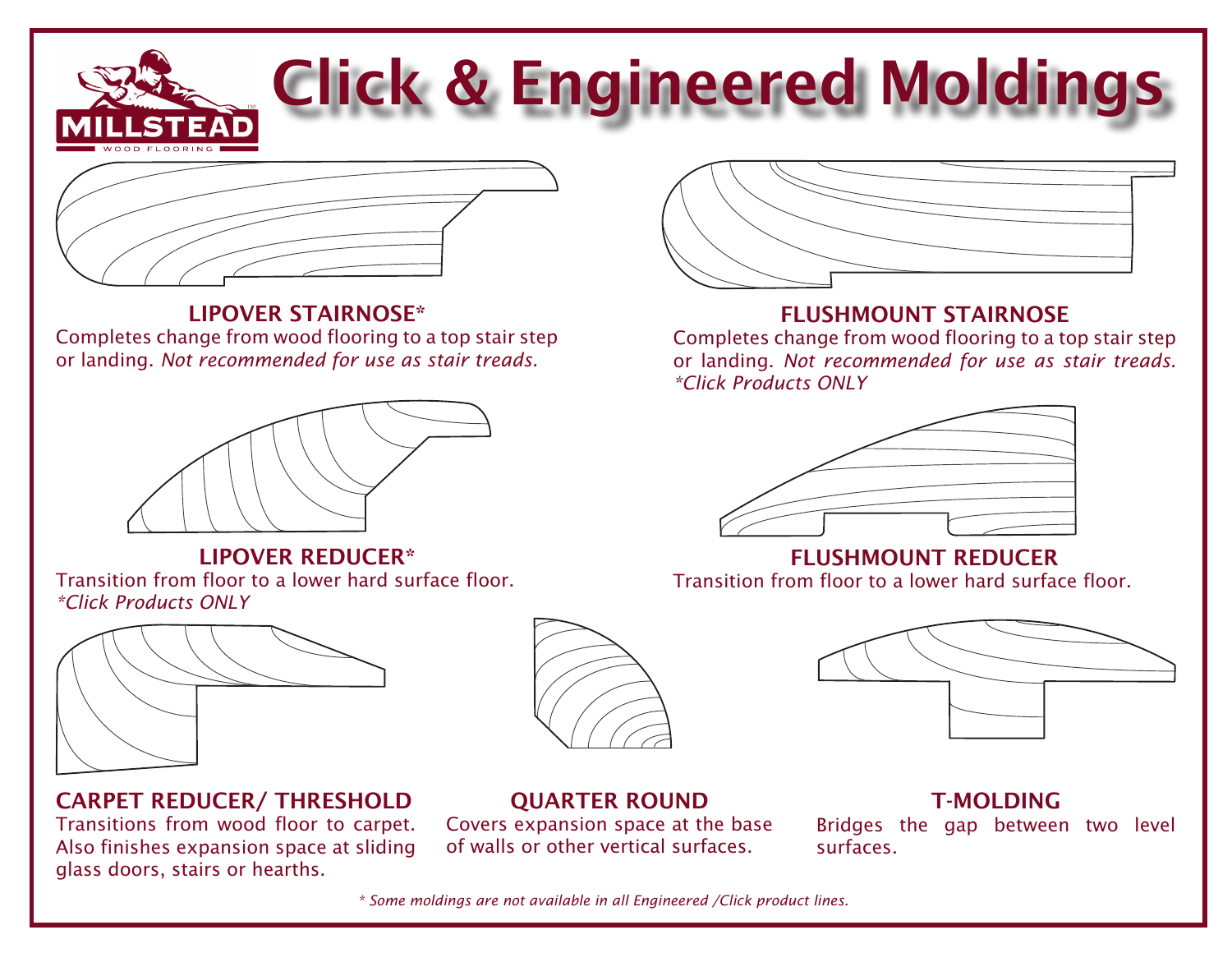# Click & Engineered Moldings

### LIPOVER STAIRNOSE*

Completes change from wood flooring to a top stair step or landing. *Not recommended for use as stair treads.*

### FLUSHMOUNT STAIRNOSE

Completes change from wood flooring to a top stair step or landing. *Not recommended for use as stair treads.* *\*Click Products ONLY*

### LIPOVER REDUCER*

Transition from floor to a lower hard surface floor. *\*Click Products ONLY*

### FLUSHMOUNT REDUCER

Transition from floor to a lower hard surface floor.

### CARPET REDUCER/ THRESHOLD

Transitions from wood floor to carpet. Also finishes expansion space at sliding glass doors, stairs or hearths.

### QUARTER ROUND

Covers expansion space at the base of walls or other vertical surfaces.

### T-MOLDING

Bridges the gap between two level surfaces.

*\* Some moldings are not available in all Engineered /Click product lines.*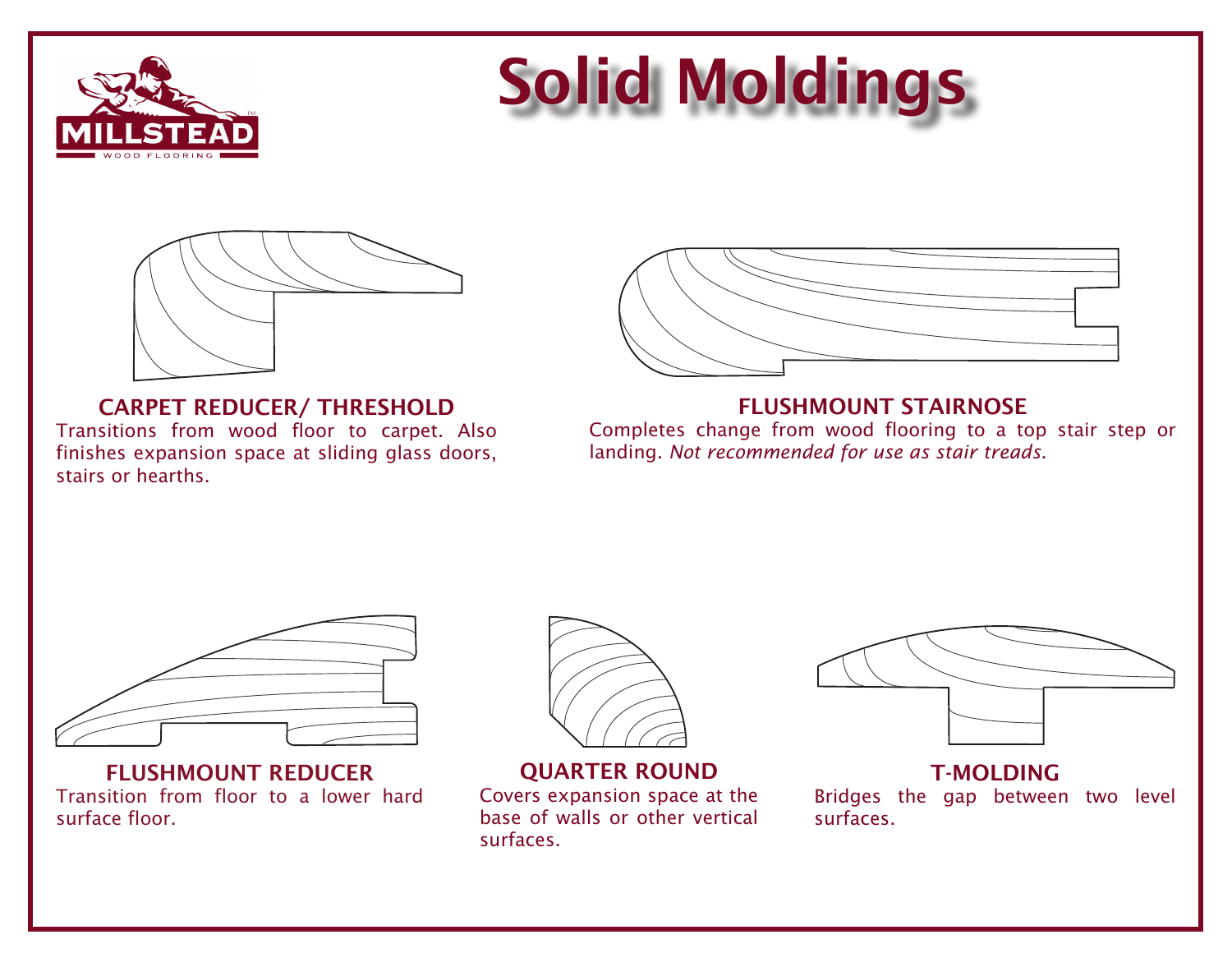# Solid Moldings

## CARPET REDUCER/ THRESHOLD

Transitions from wood floor to carpet. Also finishes expansion space at sliding glass doors, stairs or hearths.

## FLUSHMOUNT STAIRNOSE

Completes change from wood flooring to a top stair step or landing. *Not recommended for use as stair treads.*

## FLUSHMOUNT REDUCER

Transition from floor to a lower hard surface floor.

## QUARTER ROUND

Covers expansion space at the base of walls or other vertical surfaces.

## T-MOLDING

Bridges the gap between two level surfaces.